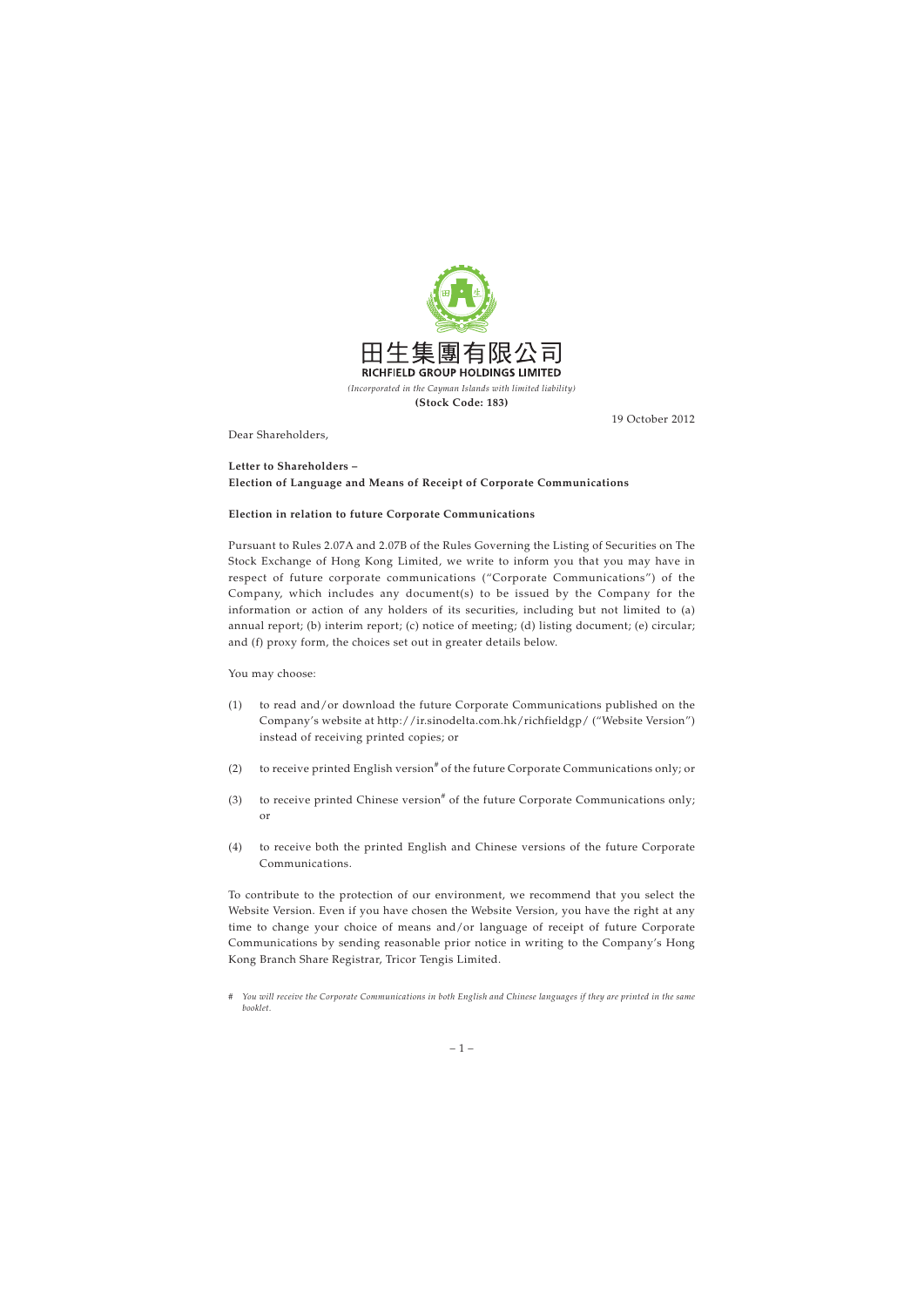田生集團有限公司
**RICHFIELD GROUP HOLDINGS LIMITED**
*(Incorporated in the Cayman Islands with limited liability)*
**(Stock Code: 183)**

19 October 2012

Dear Shareholders,

**Letter to Shareholders –**
**Election of Language and Means of Receipt of Corporate Communications**

**Election in relation to future Corporate Communications**

Pursuant to Rules 2.07A and 2.07B of the Rules Governing the Listing of Securities on The Stock Exchange of Hong Kong Limited, we write to inform you that you may have in respect of future corporate communications ("Corporate Communications") of the Company, which includes any document(s) to be issued by the Company for the information or action of any holders of its securities, including but not limited to (a) annual report; (b) interim report; (c) notice of meeting; (d) listing document; (e) circular; and (f) proxy form, the choices set out in greater details below.

You may choose:

(1) to read and/or download the future Corporate Communications published on the Company's website at http://ir.sinodelta.com.hk/richfieldgp/ ("Website Version") instead of receiving printed copies; or

(2) to receive printed English version[#] of the future Corporate Communications only; or

(3) to receive printed Chinese version[#] of the future Corporate Communications only; or

(4) to receive both the printed English and Chinese versions of the future Corporate Communications.

To contribute to the protection of our environment, we recommend that you select the Website Version. Even if you have chosen the Website Version, you have the right at any time to change your choice of means and/or language of receipt of future Corporate Communications by sending reasonable prior notice in writing to the Company's Hong Kong Branch Share Registrar, Tricor Tengis Limited.

\# *You will receive the Corporate Communications in both English and Chinese languages if they are printed in the same booklet.*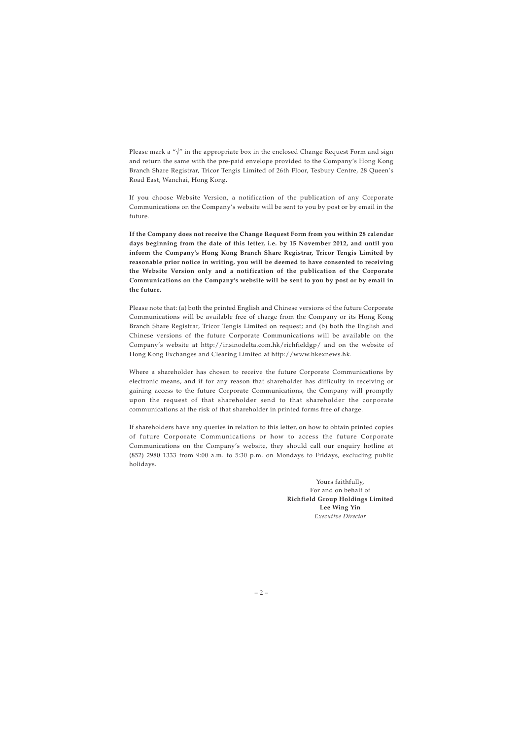Please mark a "√" in the appropriate box in the enclosed Change Request Form and sign and return the same with the pre-paid envelope provided to the Company's Hong Kong Branch Share Registrar, Tricor Tengis Limited of 26th Floor, Tesbury Centre, 28 Queen's Road East, Wanchai, Hong Kong.

If you choose Website Version, a notification of the publication of any Corporate Communications on the Company's website will be sent to you by post or by email in the future.

**If the Company does not receive the Change Request Form from you within 28 calendar days beginning from the date of this letter, i.e. by 15 November 2012, and until you inform the Company's Hong Kong Branch Share Registrar, Tricor Tengis Limited by reasonable prior notice in writing, you will be deemed to have consented to receiving the Website Version only and a notification of the publication of the Corporate Communications on the Company's website will be sent to you by post or by email in the future.**

Please note that: (a) both the printed English and Chinese versions of the future Corporate Communications will be available free of charge from the Company or its Hong Kong Branch Share Registrar, Tricor Tengis Limited on request; and (b) both the English and Chinese versions of the future Corporate Communications will be available on the Company's website at http://ir.sinodelta.com.hk/richfieldgp/ and on the website of Hong Kong Exchanges and Clearing Limited at http://www.hkexnews.hk.

Where a shareholder has chosen to receive the future Corporate Communications by electronic means, and if for any reason that shareholder has difficulty in receiving or gaining access to the future Corporate Communications, the Company will promptly upon the request of that shareholder send to that shareholder the corporate communications at the risk of that shareholder in printed forms free of charge.

If shareholders have any queries in relation to this letter, on how to obtain printed copies of future Corporate Communications or how to access the future Corporate Communications on the Company's website, they should call our enquiry hotline at (852) 2980 1333 from 9:00 a.m. to 5:30 p.m. on Mondays to Fridays, excluding public holidays.

Yours faithfully,
For and on behalf of
**Richfield Group Holdings Limited**
**Lee Wing Yin**
*Executive Director*